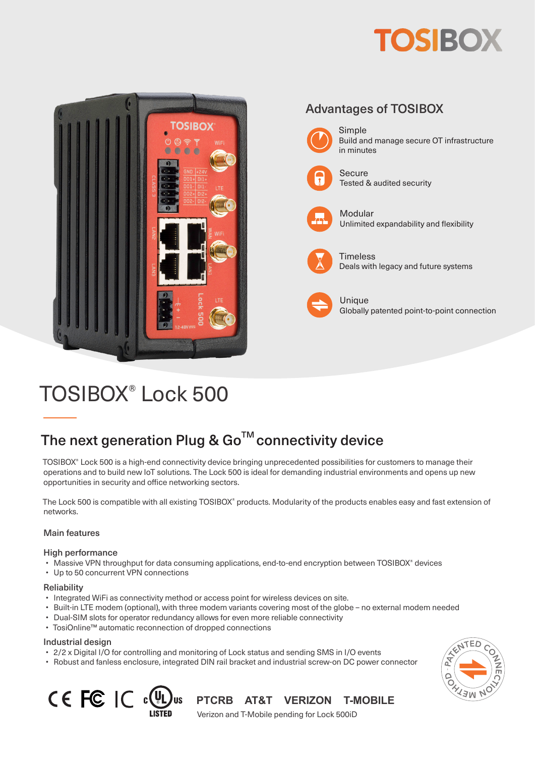TOSIBOX

## Advantages of TOSIBOX

**Simple**
Build and manage secure OT infrastructure in minutes

**Secure**
Tested & audited security

**Modular**
Unlimited expandability and flexibility

**Timeless**
Deals with legacy and future systems

**Unique**
Globally patented point-to-point connection

# TOSIBOX® Lock 500

## The next generation Plug & Go™ connectivity device

TOSIBOX® Lock 500 is a high-end connectivity device bringing unprecedented possibilities for customers to manage their operations and to build new IoT solutions. The Lock 500 is ideal for demanding industrial environments and opens up new opportunities in security and office networking sectors.

The Lock 500 is compatible with all existing TOSIBOX® products. Modularity of the products enables easy and fast extension of networks.

### Main features

#### High performance

- Massive VPN throughput for data consuming applications, end-to-end encryption between TOSIBOX® devices
- Up to 50 concurrent VPN connections

#### Reliability

- Integrated WiFi as connectivity method or access point for wireless devices on site.
- Built-in LTE modem (optional), with three modem variants covering most of the globe – no external modem needed
- Dual-SIM slots for operator redundancy allows for even more reliable connectivity
- TosiOnline™ automatic reconnection of dropped connections

#### Industrial design

- 2/2 x Digital I/O for controlling and monitoring of Lock status and sending SMS in I/O events
- Robust and fanless enclosure, integrated DIN rail bracket and industrial screw-on DC power connector

PATENTED CONNECTION METHOD

CE FC IC cULus LISTED PTCRB AT&T VERIZON T-MOBILE

Verizon and T-Mobile pending for Lock 500iD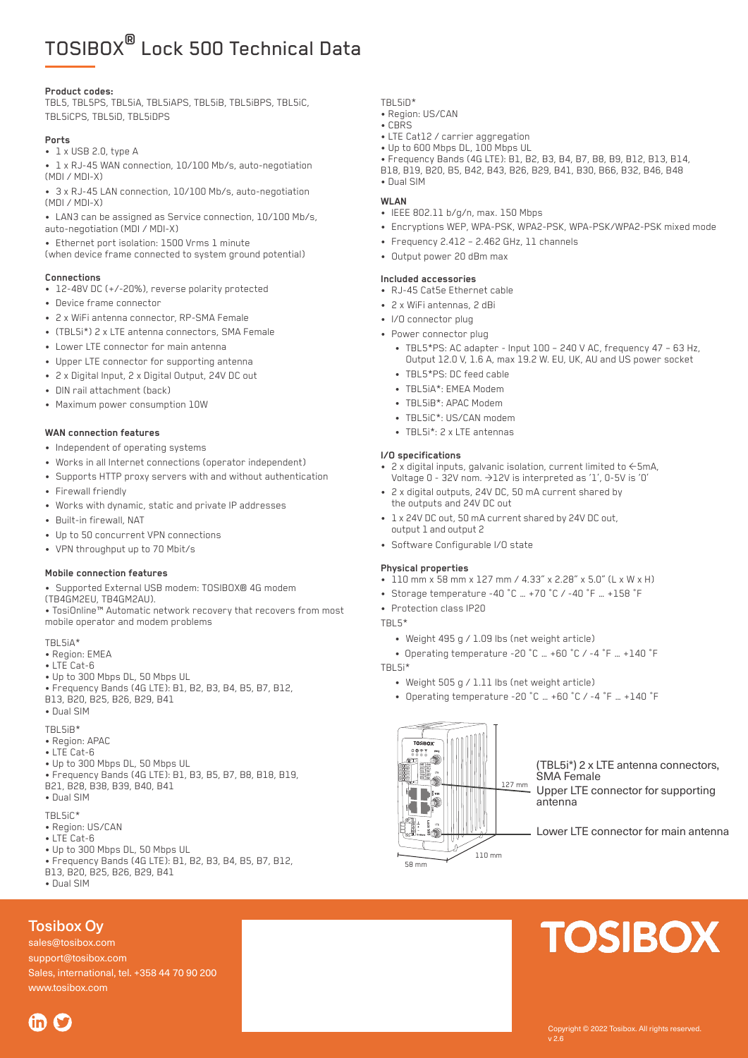# TOSIBOX® Lock 500 Technical Data

**Product codes:**

TBL5, TBL5PS, TBL5iA, TBL5iAPS, TBL5iB, TBL5iBPS, TBL5iC, TBL5iCPS, TBL5iD, TBL5iDPS

**Ports**

- 1 x USB 2.0, type A
- 1 x RJ-45 WAN connection, 10/100 Mb/s, auto-negotiation (MDI / MDI-X)
- 3 x RJ-45 LAN connection, 10/100 Mb/s, auto-negotiation (MDI / MDI-X)
- LAN3 can be assigned as Service connection, 10/100 Mb/s, auto-negotiation (MDI / MDI-X)
- Ethernet port isolation: 1500 Vrms 1 minute (when device frame connected to system ground potential)

**Connections**

- 12-48V DC (+/-20%), reverse polarity protected
- Device frame connector
- 2 x WiFi antenna connector, RP-SMA Female
- (TBL5i*) 2 x LTE antenna connectors, SMA Female
- Lower LTE connector for main antenna
- Upper LTE connector for supporting antenna
- 2 x Digital Input, 2 x Digital Output, 24V DC out
- DIN rail attachment (back)
- Maximum power consumption 10W

**WAN connection features**

- Independent of operating systems
- Works in all Internet connections (operator independent)
- Supports HTTP proxy servers with and without authentication
- Firewall friendly
- Works with dynamic, static and private IP addresses
- Built-in firewall, NAT
- Up to 50 concurrent VPN connections
- VPN throughput up to 70 Mbit/s

**Mobile connection features**

- Supported External USB modem: TOSIBOX® 4G modem (TB4GM2EU, TB4GM2AU).
- TosiOnline™ Automatic network recovery that recovers from most mobile operator and modem problems

TBL5iA*

- Region: EMEA
- LTE Cat-6
- Up to 300 Mbps DL, 50 Mbps UL
- Frequency Bands (4G LTE): B1, B2, B3, B4, B5, B7, B12, B13, B20, B25, B26, B29, B41
- Dual SIM

TBL5iB*

- Region: APAC
- LTE Cat-6
- Up to 300 Mbps DL, 50 Mbps UL
- Frequency Bands (4G LTE): B1, B3, B5, B7, B8, B18, B19, B21, B28, B38, B39, B40, B41
- Dual SIM

TBL5iC*

- Region: US/CAN
- LTE Cat-6
- Up to 300 Mbps DL, 50 Mbps UL
- Frequency Bands (4G LTE): B1, B2, B3, B4, B5, B7, B12, B13, B20, B25, B26, B29, B41
- Dual SIM

TBL5iD*

- Region: US/CAN
- CBRS
- LTE Cat12 / carrier aggregation
- Up to 600 Mbps DL, 100 Mbps UL
- Frequency Bands (4G LTE): B1, B2, B3, B4, B7, B8, B9, B12, B13, B14, B18, B19, B20, B5, B42, B43, B26, B29, B41, B30, B66, B32, B46, B48
- Dual SIM

**WLAN**

- IEEE 802.11 b/g/n, max. 150 Mbps
- Encryptions WEP, WPA-PSK, WPA2-PSK, WPA-PSK/WPA2-PSK mixed mode
- Frequency 2.412 – 2.462 GHz, 11 channels
- Output power 20 dBm max

**Included accessories**

- RJ-45 Cat5e Ethernet cable
- 2 x WiFi antennas, 2 dBi
- I/O connector plug
- Power connector plug
  - TBL5*PS: AC adapter - Input 100 – 240 V AC, frequency 47 – 63 Hz, Output 12.0 V, 1.6 A, max 19.2 W. EU, UK, AU and US power socket
  - TBL5*PS: DC feed cable
  - TBL5iA*: EMEA Modem
  - TBL5iB*: APAC Modem
  - TBL5iC*: US/CAN modem
  - TBL5i*: 2 x LTE antennas

**I/O specifications**

- 2 x digital inputs, galvanic isolation, current limited to <5mA, Voltage 0 - 32V nom. →12V is interpreted as '1', 0-5V is '0'
- 2 x digital outputs, 24V DC, 50 mA current shared by the outputs and 24V DC out
- 1 x 24V DC out, 50 mA current shared by 24V DC out, output 1 and output 2
- Software Configurable I/O state

**Physical properties**

- 110 mm x 58 mm x 127 mm / 4.33" x 2.28" x 5.0" (L x W x H)
- Storage temperature -40 °C … +70 °C / -40 °F … +158 °F
- Protection class IP20

TBL5*

- Weight 495 g / 1.09 lbs (net weight article)
- Operating temperature -20 °C … +60 °C / -4 °F … +140 °F

TBL5i*

- Weight 505 g / 1.11 lbs (net weight article)
- Operating temperature -20 °C … +60 °C / -4 °F … +140 °F

127 mm

110 mm

58 mm

(TBL5i*) 2 x LTE antenna connectors, SMA Female

Upper LTE connector for supporting antenna

Lower LTE connector for main antenna

## Tosibox Oy

sales@tosibox.com

support@tosibox.com

Sales, international, tel. +358 44 70 90 200

www.tosibox.com

TOSIBOX

Copyright © 2022 Tosibox. All rights reserved.

v 2.6